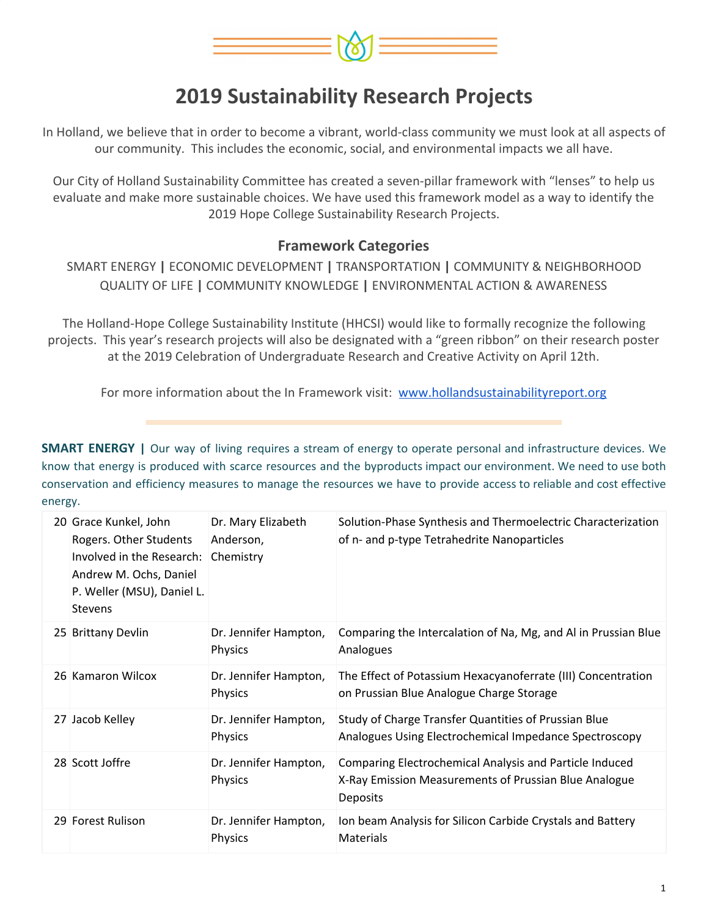# 2019 Sustainability Research Projects

In Holland, we believe that in order to become a vibrant, world-class community we must look at all aspects of our community. This includes the economic, social, and environmental impacts we all have.

Our City of Holland Sustainability Committee has created a seven-pillar framework with "lenses" to help us evaluate and make more sustainable choices. We have used this framework model as a way to identify the 2019 Hope College Sustainability Research Projects.

### Framework Categories

SMART ENERGY **|** ECONOMIC DEVELOPMENT **|** TRANSPORTATION **|** COMMUNITY & NEIGHBORHOOD QUALITY OF LIFE **|** COMMUNITY KNOWLEDGE **|** ENVIRONMENTAL ACTION & AWARENESS

The Holland-Hope College Sustainability Institute (HHCSI) would like to formally recognize the following projects. This year's research projects will also be designated with a "green ribbon" on their research poster at the 2019 Celebration of Undergraduate Research and Creative Activity on April 12th.

For more information about the In Framework visit: [www.hollandsustainabilityreport.org](http://www.hollandsustainabilityreport.org)

**SMART ENERGY |** Our way of living requires a stream of energy to operate personal and infrastructure devices. We know that energy is produced with scarce resources and the byproducts impact our environment. We need to use both conservation and efficiency measures to manage the resources we have to provide access to reliable and cost effective energy.

| | | | |
|---|---|---|---|
| 20 | Grace Kunkel, John Rogers. Other Students Involved in the Research: Andrew M. Ochs, Daniel P. Weller (MSU), Daniel L. Stevens | Dr. Mary Elizabeth Anderson, Chemistry | Solution-Phase Synthesis and Thermoelectric Characterization of n- and p-type Tetrahedrite Nanoparticles |
| 25 | Brittany Devlin | Dr. Jennifer Hampton, Physics | Comparing the Intercalation of Na, Mg, and Al in Prussian Blue Analogues |
| 26 | Kamaron Wilcox | Dr. Jennifer Hampton, Physics | The Effect of Potassium Hexacyanoferrate (III) Concentration on Prussian Blue Analogue Charge Storage |
| 27 | Jacob Kelley | Dr. Jennifer Hampton, Physics | Study of Charge Transfer Quantities of Prussian Blue Analogues Using Electrochemical Impedance Spectroscopy |
| 28 | Scott Joffre | Dr. Jennifer Hampton, Physics | Comparing Electrochemical Analysis and Particle Induced X-Ray Emission Measurements of Prussian Blue Analogue Deposits |
| 29 | Forest Rulison | Dr. Jennifer Hampton, Physics | Ion beam Analysis for Silicon Carbide Crystals and Battery Materials |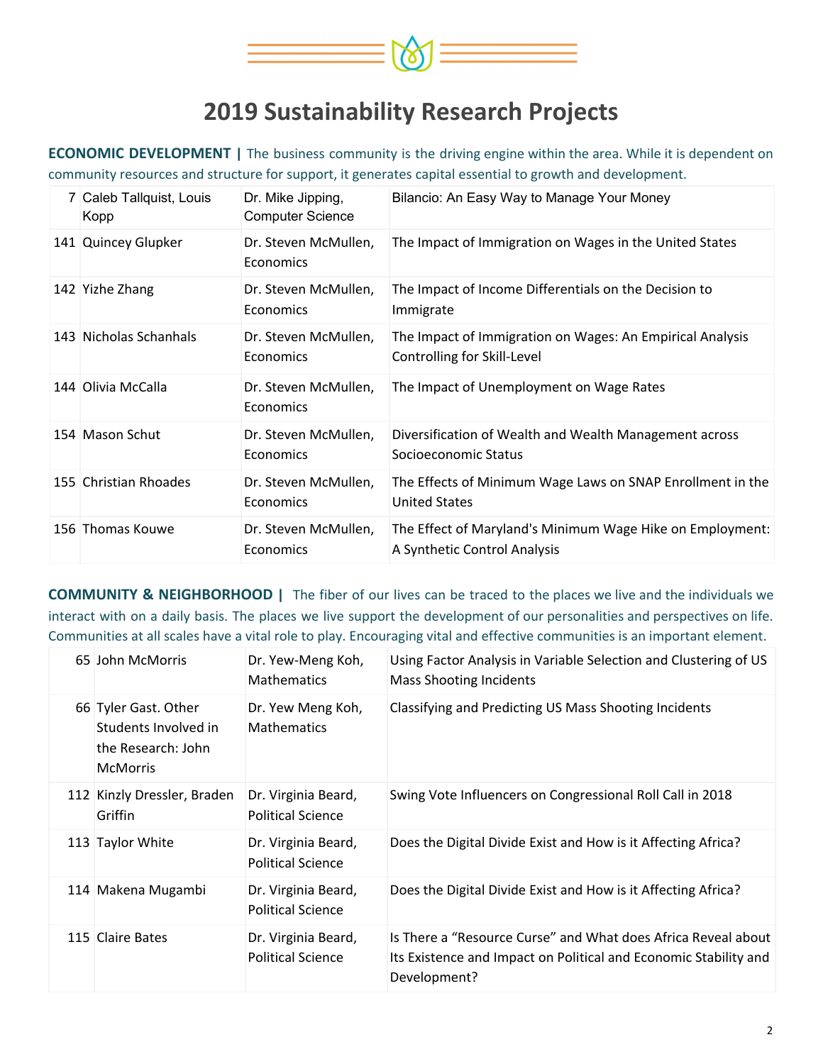# 2019 Sustainability Research Projects

**ECONOMIC DEVELOPMENT |** The business community is the driving engine within the area. While it is dependent on community resources and structure for support, it generates capital essential to growth and development.

| | | | |
|---|---|---|---|
| 7 | Caleb Tallquist, Louis Kopp | Dr. Mike Jipping, Computer Science | Bilancio: An Easy Way to Manage Your Money |
| 141 | Quincey Glupker | Dr. Steven McMullen, Economics | The Impact of Immigration on Wages in the United States |
| 142 | Yizhe Zhang | Dr. Steven McMullen, Economics | The Impact of Income Differentials on the Decision to Immigrate |
| 143 | Nicholas Schanhals | Dr. Steven McMullen, Economics | The Impact of Immigration on Wages: An Empirical Analysis Controlling for Skill-Level |
| 144 | Olivia McCalla | Dr. Steven McMullen, Economics | The Impact of Unemployment on Wage Rates |
| 154 | Mason Schut | Dr. Steven McMullen, Economics | Diversification of Wealth and Wealth Management across Socioeconomic Status |
| 155 | Christian Rhoades | Dr. Steven McMullen, Economics | The Effects of Minimum Wage Laws on SNAP Enrollment in the United States |
| 156 | Thomas Kouwe | Dr. Steven McMullen, Economics | The Effect of Maryland's Minimum Wage Hike on Employment: A Synthetic Control Analysis |

**COMMUNITY & NEIGHBORHOOD |** The fiber of our lives can be traced to the places we live and the individuals we interact with on a daily basis. The places we live support the development of our personalities and perspectives on life. Communities at all scales have a vital role to play. Encouraging vital and effective communities is an important element.

| | | | |
|---|---|---|---|
| 65 | John McMorris | Dr. Yew-Meng Koh, Mathematics | Using Factor Analysis in Variable Selection and Clustering of US Mass Shooting Incidents |
| 66 | Tyler Gast. Other Students Involved in the Research: John McMorris | Dr. Yew Meng Koh, Mathematics | Classifying and Predicting US Mass Shooting Incidents |
| 112 | Kinzly Dressler, Braden Griffin | Dr. Virginia Beard, Political Science | Swing Vote Influencers on Congressional Roll Call in 2018 |
| 113 | Taylor White | Dr. Virginia Beard, Political Science | Does the Digital Divide Exist and How is it Affecting Africa? |
| 114 | Makena Mugambi | Dr. Virginia Beard, Political Science | Does the Digital Divide Exist and How is it Affecting Africa? |
| 115 | Claire Bates | Dr. Virginia Beard, Political Science | Is There a "Resource Curse" and What does Africa Reveal about Its Existence and Impact on Political and Economic Stability and Development? |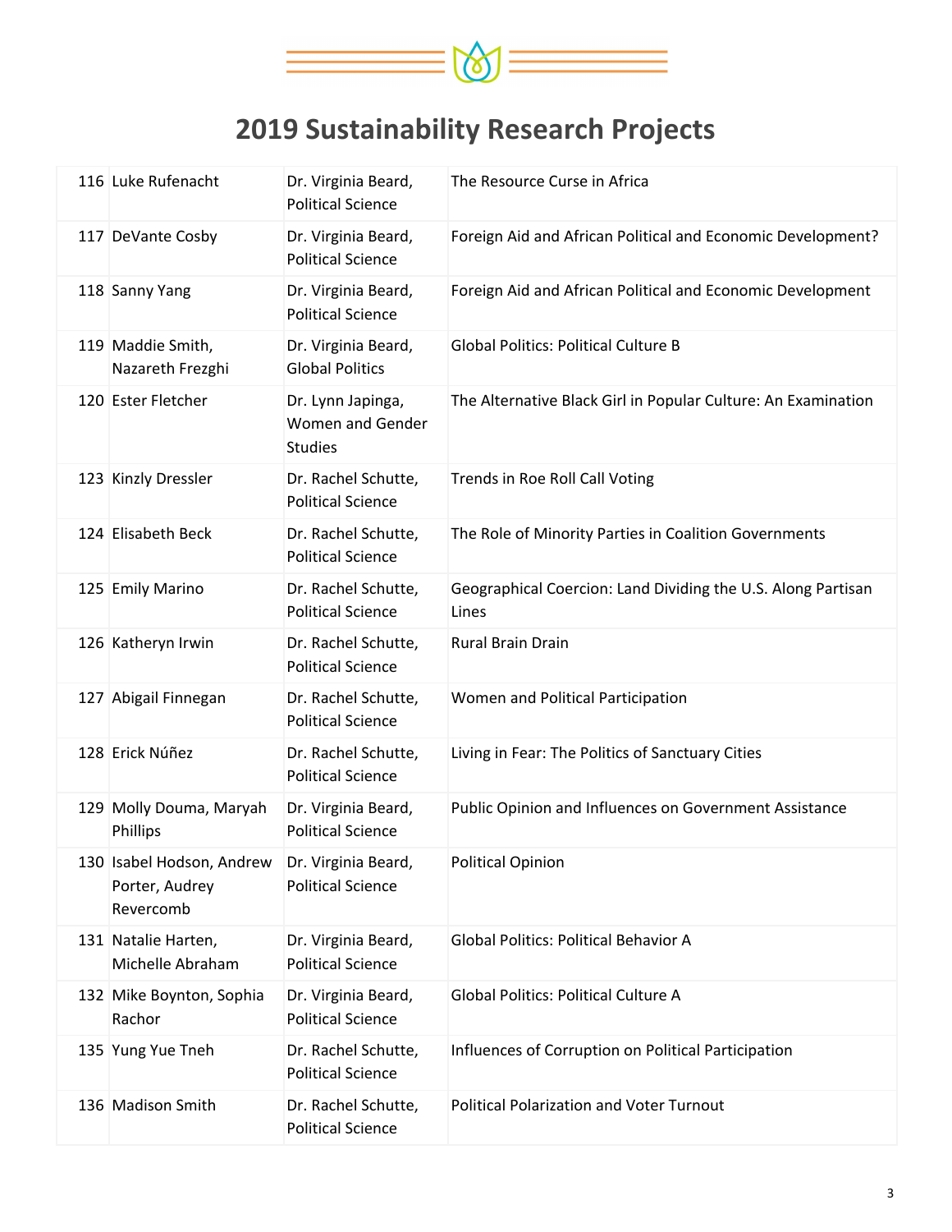# 2019 Sustainability Research Projects

| | | | |
|---|---|---|---|
| 116 | Luke Rufenacht | Dr. Virginia Beard, Political Science | The Resource Curse in Africa |
| 117 | DeVante Cosby | Dr. Virginia Beard, Political Science | Foreign Aid and African Political and Economic Development? |
| 118 | Sanny Yang | Dr. Virginia Beard, Political Science | Foreign Aid and African Political and Economic Development |
| 119 | Maddie Smith, Nazareth Frezghi | Dr. Virginia Beard, Global Politics | Global Politics: Political Culture B |
| 120 | Ester Fletcher | Dr. Lynn Japinga, Women and Gender Studies | The Alternative Black Girl in Popular Culture: An Examination |
| 123 | Kinzly Dressler | Dr. Rachel Schutte, Political Science | Trends in Roe Roll Call Voting |
| 124 | Elisabeth Beck | Dr. Rachel Schutte, Political Science | The Role of Minority Parties in Coalition Governments |
| 125 | Emily Marino | Dr. Rachel Schutte, Political Science | Geographical Coercion: Land Dividing the U.S. Along Partisan Lines |
| 126 | Katheryn Irwin | Dr. Rachel Schutte, Political Science | Rural Brain Drain |
| 127 | Abigail Finnegan | Dr. Rachel Schutte, Political Science | Women and Political Participation |
| 128 | Erick Núñez | Dr. Rachel Schutte, Political Science | Living in Fear: The Politics of Sanctuary Cities |
| 129 | Molly Douma, Maryah Phillips | Dr. Virginia Beard, Political Science | Public Opinion and Influences on Government Assistance |
| 130 | Isabel Hodson, Andrew Porter, Audrey Revercomb | Dr. Virginia Beard, Political Science | Political Opinion |
| 131 | Natalie Harten, Michelle Abraham | Dr. Virginia Beard, Political Science | Global Politics: Political Behavior A |
| 132 | Mike Boynton, Sophia Rachor | Dr. Virginia Beard, Political Science | Global Politics: Political Culture A |
| 135 | Yung Yue Tneh | Dr. Rachel Schutte, Political Science | Influences of Corruption on Political Participation |
| 136 | Madison Smith | Dr. Rachel Schutte, Political Science | Political Polarization and Voter Turnout |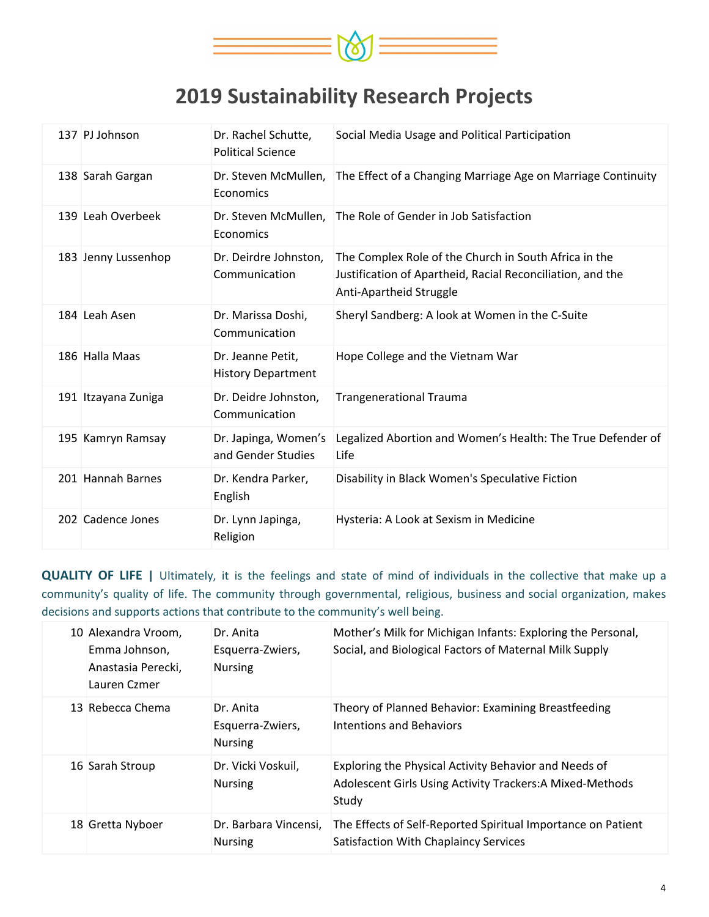# 2019 Sustainability Research Projects

| | | | |
|---|---|---|---|
| 137 | PJ Johnson | Dr. Rachel Schutte, Political Science | Social Media Usage and Political Participation |
| 138 | Sarah Gargan | Dr. Steven McMullen, Economics | The Effect of a Changing Marriage Age on Marriage Continuity |
| 139 | Leah Overbeek | Dr. Steven McMullen, Economics | The Role of Gender in Job Satisfaction |
| 183 | Jenny Lussenhop | Dr. Deirdre Johnston, Communication | The Complex Role of the Church in South Africa in the Justification of Apartheid, Racial Reconciliation, and the Anti-Apartheid Struggle |
| 184 | Leah Asen | Dr. Marissa Doshi, Communication | Sheryl Sandberg: A look at Women in the C-Suite |
| 186 | Halla Maas | Dr. Jeanne Petit, History Department | Hope College and the Vietnam War |
| 191 | Itzayana Zuniga | Dr. Deidre Johnston, Communication | Trangenerational Trauma |
| 195 | Kamryn Ramsay | Dr. Japinga, Women's and Gender Studies | Legalized Abortion and Women's Health: The True Defender of Life |
| 201 | Hannah Barnes | Dr. Kendra Parker, English | Disability in Black Women's Speculative Fiction |
| 202 | Cadence Jones | Dr. Lynn Japinga, Religion | Hysteria: A Look at Sexism in Medicine |

**QUALITY OF LIFE |** Ultimately, it is the feelings and state of mind of individuals in the collective that make up a community's quality of life. The community through governmental, religious, business and social organization, makes decisions and supports actions that contribute to the community's well being.

| | | | |
|---|---|---|---|
| 10 | Alexandra Vroom, Emma Johnson, Anastasia Perecki, Lauren Czmer | Dr. Anita Esquerra-Zwiers, Nursing | Mother's Milk for Michigan Infants: Exploring the Personal, Social, and Biological Factors of Maternal Milk Supply |
| 13 | Rebecca Chema | Dr. Anita Esquerra-Zwiers, Nursing | Theory of Planned Behavior: Examining Breastfeeding Intentions and Behaviors |
| 16 | Sarah Stroup | Dr. Vicki Voskuil, Nursing | Exploring the Physical Activity Behavior and Needs of Adolescent Girls Using Activity Trackers:A Mixed-Methods Study |
| 18 | Gretta Nyboer | Dr. Barbara Vincensi, Nursing | The Effects of Self-Reported Spiritual Importance on Patient Satisfaction With Chaplaincy Services |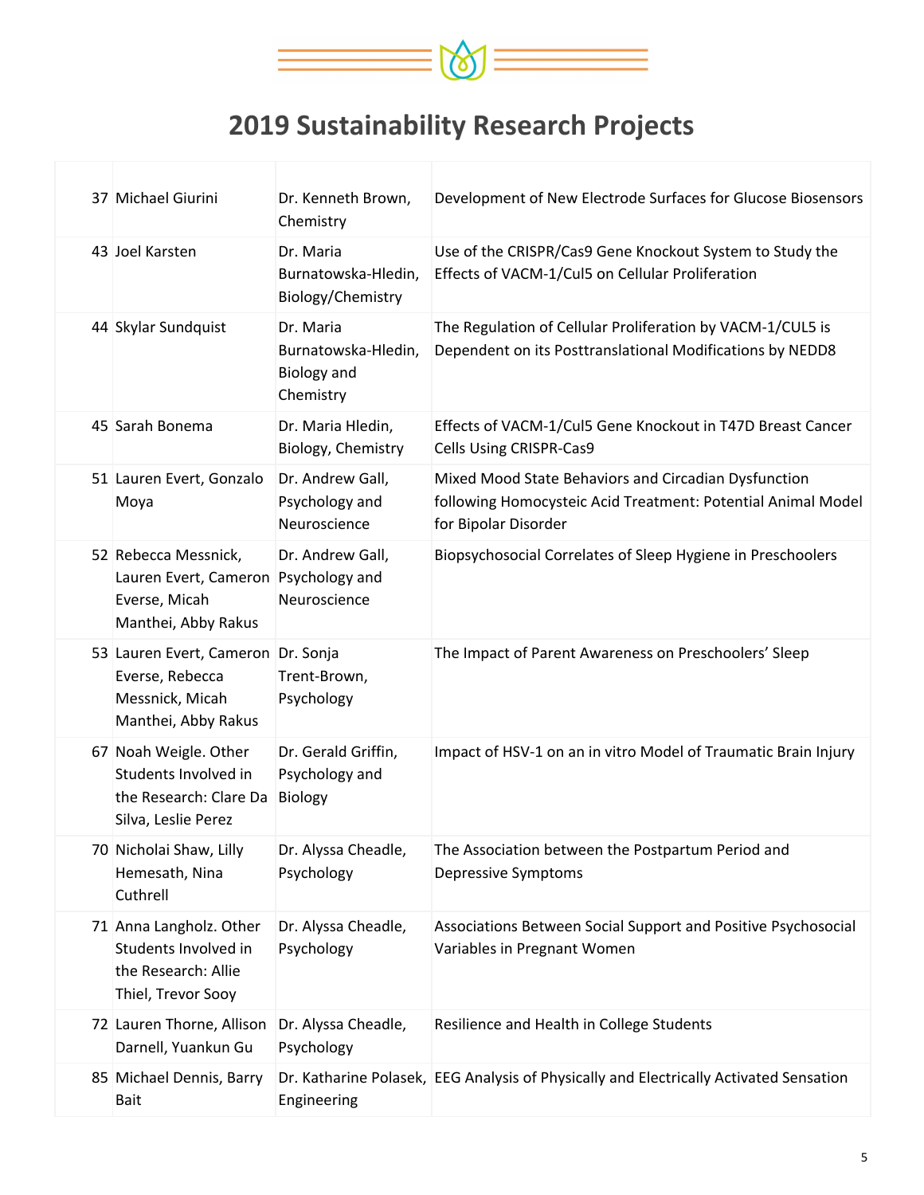# 2019 Sustainability Research Projects

| | | | |
|---|---|---|---|
| 37 | Michael Giurini | Dr. Kenneth Brown, Chemistry | Development of New Electrode Surfaces for Glucose Biosensors |
| 43 | Joel Karsten | Dr. Maria Burnatowska-Hledin, Biology/Chemistry | Use of the CRISPR/Cas9 Gene Knockout System to Study the Effects of VACM-1/Cul5 on Cellular Proliferation |
| 44 | Skylar Sundquist | Dr. Maria Burnatowska-Hledin, Biology and Chemistry | The Regulation of Cellular Proliferation by VACM-1/CUL5 is Dependent on its Posttranslational Modifications by NEDD8 |
| 45 | Sarah Bonema | Dr. Maria Hledin, Biology, Chemistry | Effects of VACM-1/Cul5 Gene Knockout in T47D Breast Cancer Cells Using CRISPR-Cas9 |
| 51 | Lauren Evert, Gonzalo Moya | Dr. Andrew Gall, Psychology and Neuroscience | Mixed Mood State Behaviors and Circadian Dysfunction following Homocysteic Acid Treatment: Potential Animal Model for Bipolar Disorder |
| 52 | Rebecca Messnick, Lauren Evert, Cameron Everse, Micah Manthei, Abby Rakus | Dr. Andrew Gall, Psychology and Neuroscience | Biopsychosocial Correlates of Sleep Hygiene in Preschoolers |
| 53 | Lauren Evert, Cameron Everse, Rebecca Messnick, Micah Manthei, Abby Rakus | Dr. Sonja Trent-Brown, Psychology | The Impact of Parent Awareness on Preschoolers' Sleep |
| 67 | Noah Weigle. Other Students Involved in the Research: Clare Da Silva, Leslie Perez | Dr. Gerald Griffin, Psychology and Biology | Impact of HSV-1 on an in vitro Model of Traumatic Brain Injury |
| 70 | Nicholai Shaw, Lilly Hemesath, Nina Cuthrell | Dr. Alyssa Cheadle, Psychology | The Association between the Postpartum Period and Depressive Symptoms |
| 71 | Anna Langholz. Other Students Involved in the Research: Allie Thiel, Trevor Sooy | Dr. Alyssa Cheadle, Psychology | Associations Between Social Support and Positive Psychosocial Variables in Pregnant Women |
| 72 | Lauren Thorne, Allison Darnell, Yuankun Gu | Dr. Alyssa Cheadle, Psychology | Resilience and Health in College Students |
| 85 | Michael Dennis, Barry Bait | Dr. Katharine Polasek, Engineering | EEG Analysis of Physically and Electrically Activated Sensation |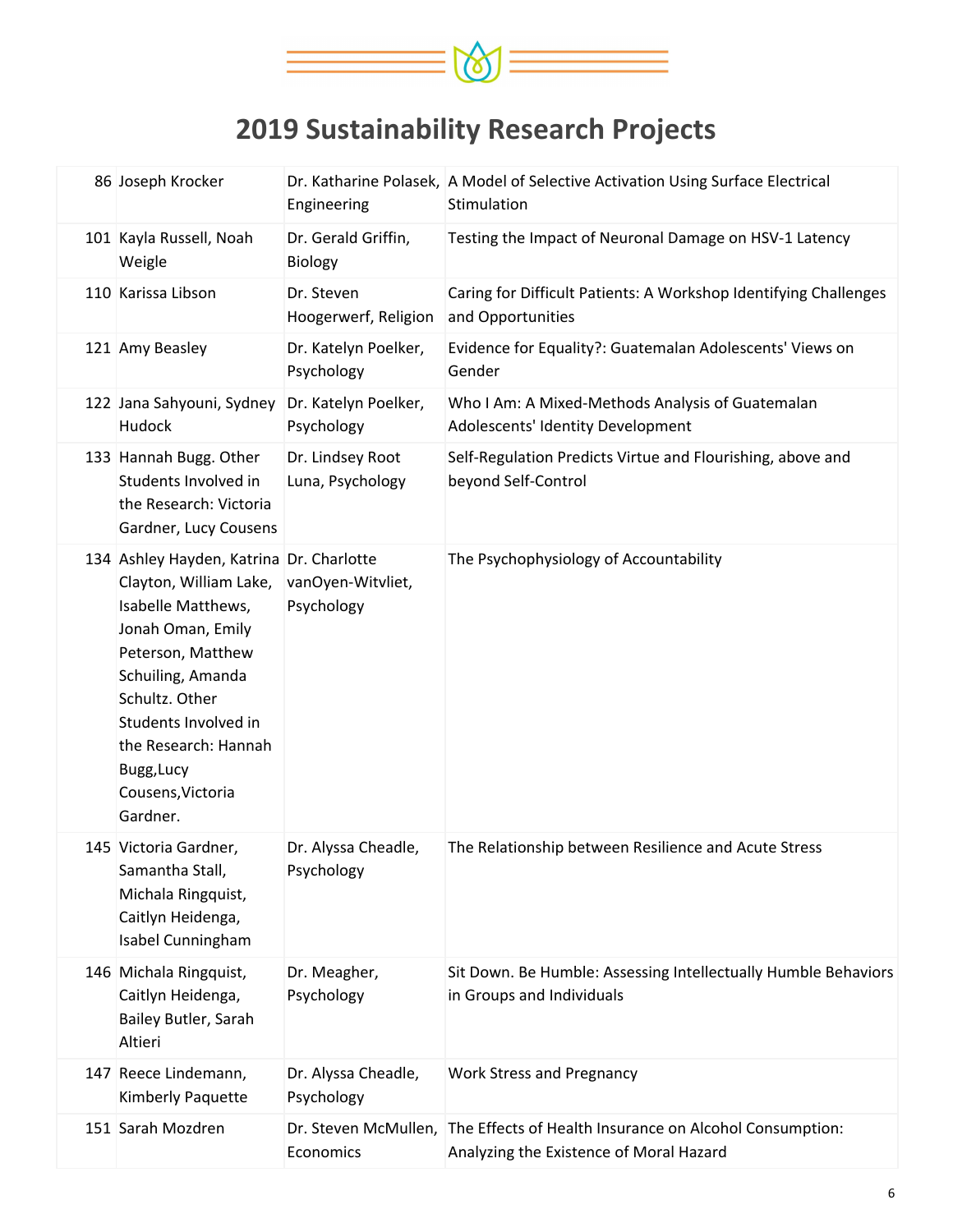# 2019 Sustainability Research Projects

| | | | |
|---|---|---|---|
| 86 | Joseph Krocker | Dr. Katharine Polasek, Engineering | A Model of Selective Activation Using Surface Electrical Stimulation |
| 101 | Kayla Russell, Noah Weigle | Dr. Gerald Griffin, Biology | Testing the Impact of Neuronal Damage on HSV-1 Latency |
| 110 | Karissa Libson | Dr. Steven Hoogerwerf, Religion | Caring for Difficult Patients: A Workshop Identifying Challenges and Opportunities |
| 121 | Amy Beasley | Dr. Katelyn Poelker, Psychology | Evidence for Equality?: Guatemalan Adolescents' Views on Gender |
| 122 | Jana Sahyouni, Sydney Hudock | Dr. Katelyn Poelker, Psychology | Who I Am: A Mixed-Methods Analysis of Guatemalan Adolescents' Identity Development |
| 133 | Hannah Bugg. Other Students Involved in the Research: Victoria Gardner, Lucy Cousens | Dr. Lindsey Root Luna, Psychology | Self-Regulation Predicts Virtue and Flourishing, above and beyond Self-Control |
| 134 | Ashley Hayden, Katrina Clayton, William Lake, Isabelle Matthews, Jonah Oman, Emily Peterson, Matthew Schuiling, Amanda Schultz. Other Students Involved in the Research: Hannah Bugg,Lucy Cousens,Victoria Gardner. | Dr. Charlotte vanOyen-Witvliet, Psychology | The Psychophysiology of Accountability |
| 145 | Victoria Gardner, Samantha Stall, Michala Ringquist, Caitlyn Heidenga, Isabel Cunningham | Dr. Alyssa Cheadle, Psychology | The Relationship between Resilience and Acute Stress |
| 146 | Michala Ringquist, Caitlyn Heidenga, Bailey Butler, Sarah Altieri | Dr. Meagher, Psychology | Sit Down. Be Humble: Assessing Intellectually Humble Behaviors in Groups and Individuals |
| 147 | Reece Lindemann, Kimberly Paquette | Dr. Alyssa Cheadle, Psychology | Work Stress and Pregnancy |
| 151 | Sarah Mozdren | Dr. Steven McMullen, Economics | The Effects of Health Insurance on Alcohol Consumption: Analyzing the Existence of Moral Hazard |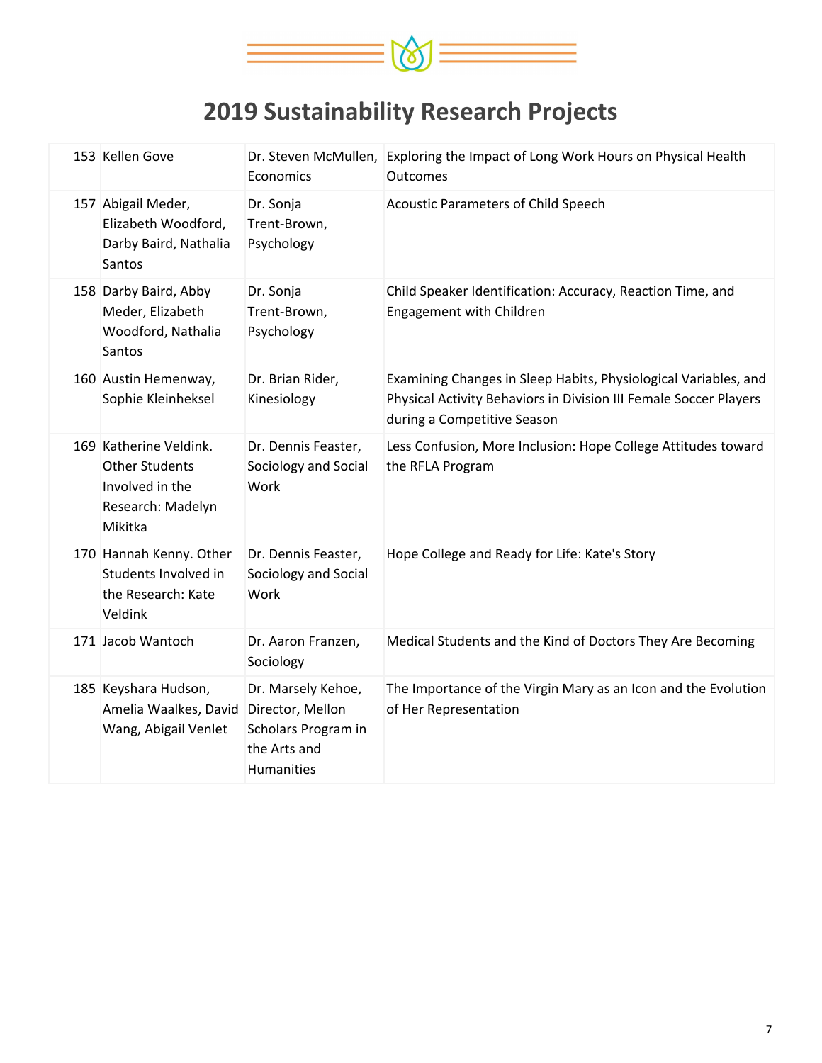# 2019 Sustainability Research Projects

| | | | |
|---|---|---|---|
| 153 | Kellen Gove | Dr. Steven McMullen, Economics | Exploring the Impact of Long Work Hours on Physical Health Outcomes |
| 157 | Abigail Meder, Elizabeth Woodford, Darby Baird, Nathalia Santos | Dr. Sonja Trent-Brown, Psychology | Acoustic Parameters of Child Speech |
| 158 | Darby Baird, Abby Meder, Elizabeth Woodford, Nathalia Santos | Dr. Sonja Trent-Brown, Psychology | Child Speaker Identification: Accuracy, Reaction Time, and Engagement with Children |
| 160 | Austin Hemenway, Sophie Kleinheksel | Dr. Brian Rider, Kinesiology | Examining Changes in Sleep Habits, Physiological Variables, and Physical Activity Behaviors in Division III Female Soccer Players during a Competitive Season |
| 169 | Katherine Veldink. Other Students Involved in the Research: Madelyn Mikitka | Dr. Dennis Feaster, Sociology and Social Work | Less Confusion, More Inclusion: Hope College Attitudes toward the RFLA Program |
| 170 | Hannah Kenny. Other Students Involved in the Research: Kate Veldink | Dr. Dennis Feaster, Sociology and Social Work | Hope College and Ready for Life: Kate's Story |
| 171 | Jacob Wantoch | Dr. Aaron Franzen, Sociology | Medical Students and the Kind of Doctors They Are Becoming |
| 185 | Keyshara Hudson, Amelia Waalkes, David Wang, Abigail Venlet | Dr. Marsely Kehoe, Director, Mellon Scholars Program in the Arts and Humanities | The Importance of the Virgin Mary as an Icon and the Evolution of Her Representation |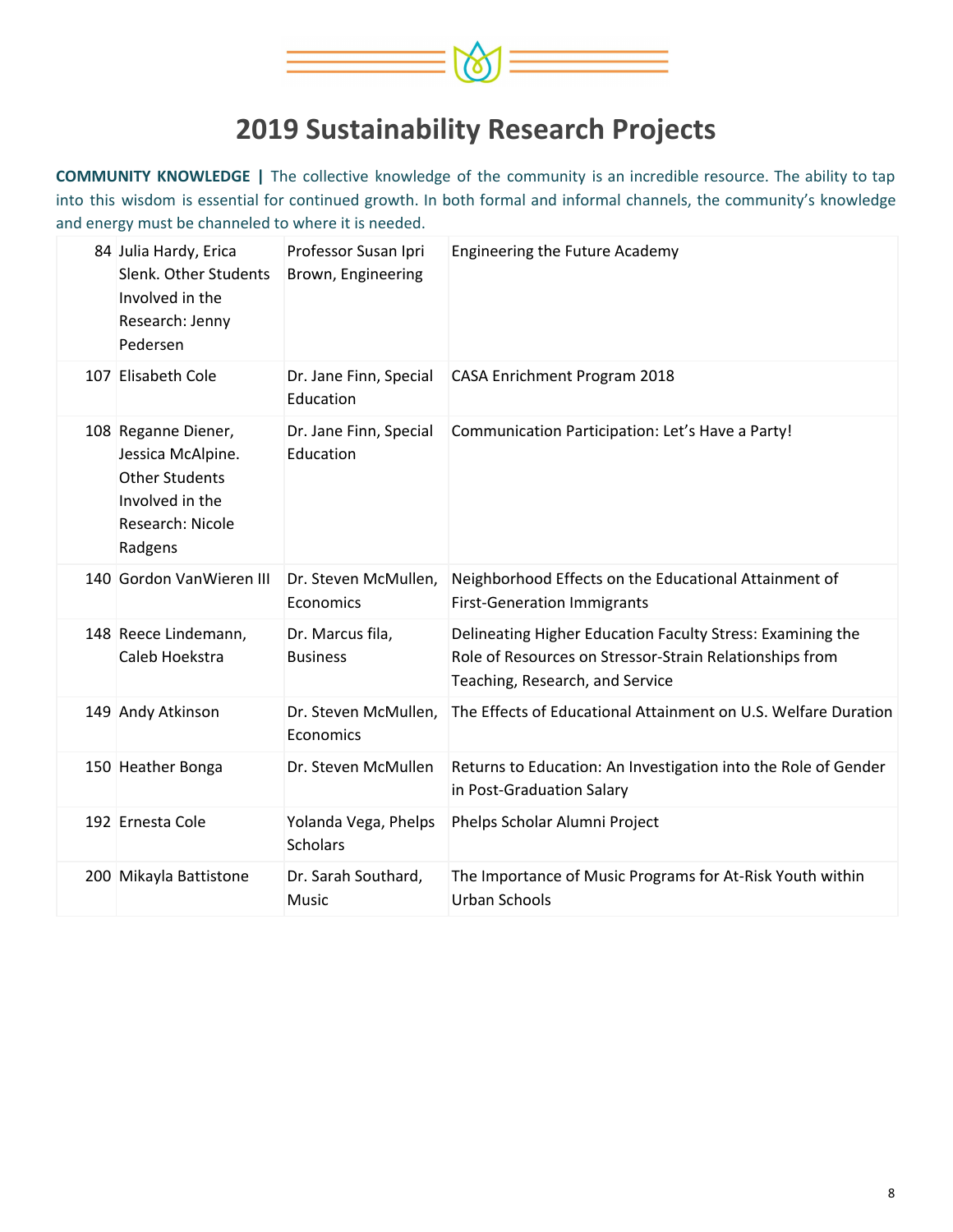# 2019 Sustainability Research Projects

**COMMUNITY KNOWLEDGE |** The collective knowledge of the community is an incredible resource. The ability to tap into this wisdom is essential for continued growth. In both formal and informal channels, the community's knowledge and energy must be channeled to where it is needed.

| | | | |
|---|---|---|---|
| 84 | Julia Hardy, Erica Slenk. Other Students Involved in the Research: Jenny Pedersen | Professor Susan Ipri Brown, Engineering | Engineering the Future Academy |
| 107 | Elisabeth Cole | Dr. Jane Finn, Special Education | CASA Enrichment Program 2018 |
| 108 | Reganne Diener, Jessica McAlpine. Other Students Involved in the Research: Nicole Radgens | Dr. Jane Finn, Special Education | Communication Participation: Let's Have a Party! |
| 140 | Gordon VanWieren III | Dr. Steven McMullen, Economics | Neighborhood Effects on the Educational Attainment of First-Generation Immigrants |
| 148 | Reece Lindemann, Caleb Hoekstra | Dr. Marcus fila, Business | Delineating Higher Education Faculty Stress: Examining the Role of Resources on Stressor-Strain Relationships from Teaching, Research, and Service |
| 149 | Andy Atkinson | Dr. Steven McMullen, Economics | The Effects of Educational Attainment on U.S. Welfare Duration |
| 150 | Heather Bonga | Dr. Steven McMullen | Returns to Education: An Investigation into the Role of Gender in Post-Graduation Salary |
| 192 | Ernesta Cole | Yolanda Vega, Phelps Scholars | Phelps Scholar Alumni Project |
| 200 | Mikayla Battistone | Dr. Sarah Southard, Music | The Importance of Music Programs for At-Risk Youth within Urban Schools |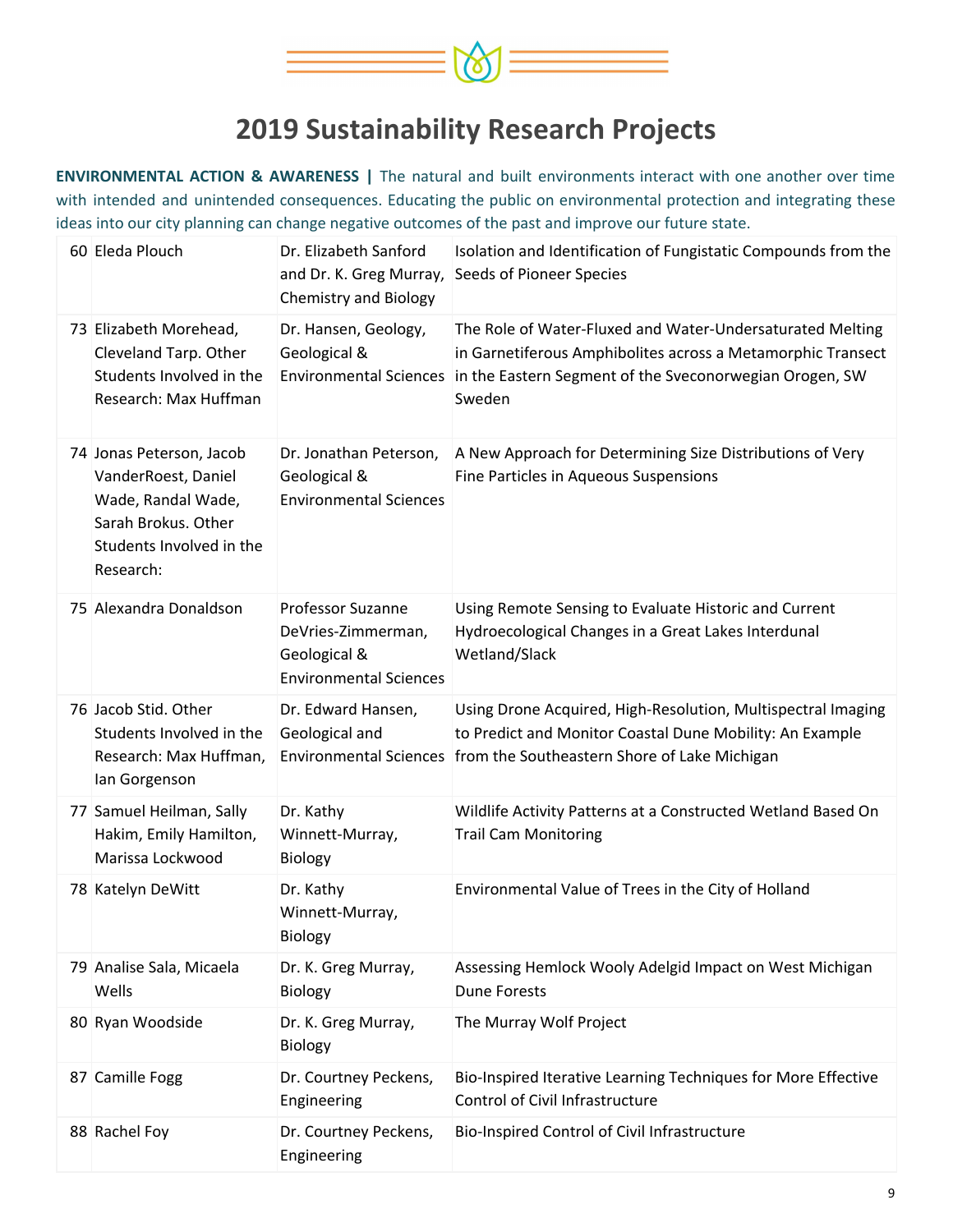# 2019 Sustainability Research Projects

**ENVIRONMENTAL ACTION & AWARENESS |** The natural and built environments interact with one another over time with intended and unintended consequences. Educating the public on environmental protection and integrating these ideas into our city planning can change negative outcomes of the past and improve our future state.

| | | | |
|---|---|---|---|
| 60 | Eleda Plouch | Dr. Elizabeth Sanford and Dr. K. Greg Murray, Chemistry and Biology | Isolation and Identification of Fungistatic Compounds from the Seeds of Pioneer Species |
| 73 | Elizabeth Morehead, Cleveland Tarp. Other Students Involved in the Research: Max Huffman | Dr. Hansen, Geology, Geological & Environmental Sciences | The Role of Water-Fluxed and Water-Undersaturated Melting in Garnetiferous Amphibolites across a Metamorphic Transect in the Eastern Segment of the Sveconorwegian Orogen, SW Sweden |
| 74 | Jonas Peterson, Jacob VanderRoest, Daniel Wade, Randal Wade, Sarah Brokus. Other Students Involved in the Research: | Dr. Jonathan Peterson, Geological & Environmental Sciences | A New Approach for Determining Size Distributions of Very Fine Particles in Aqueous Suspensions |
| 75 | Alexandra Donaldson | Professor Suzanne DeVries-Zimmerman, Geological & Environmental Sciences | Using Remote Sensing to Evaluate Historic and Current Hydroecological Changes in a Great Lakes Interdunal Wetland/Slack |
| 76 | Jacob Stid. Other Students Involved in the Research: Max Huffman, Ian Gorgenson | Dr. Edward Hansen, Geological and Environmental Sciences | Using Drone Acquired, High-Resolution, Multispectral Imaging to Predict and Monitor Coastal Dune Mobility: An Example from the Southeastern Shore of Lake Michigan |
| 77 | Samuel Heilman, Sally Hakim, Emily Hamilton, Marissa Lockwood | Dr. Kathy Winnett-Murray, Biology | Wildlife Activity Patterns at a Constructed Wetland Based On Trail Cam Monitoring |
| 78 | Katelyn DeWitt | Dr. Kathy Winnett-Murray, Biology | Environmental Value of Trees in the City of Holland |
| 79 | Analise Sala, Micaela Wells | Dr. K. Greg Murray, Biology | Assessing Hemlock Wooly Adelgid Impact on West Michigan Dune Forests |
| 80 | Ryan Woodside | Dr. K. Greg Murray, Biology | The Murray Wolf Project |
| 87 | Camille Fogg | Dr. Courtney Peckens, Engineering | Bio-Inspired Iterative Learning Techniques for More Effective Control of Civil Infrastructure |
| 88 | Rachel Foy | Dr. Courtney Peckens, Engineering | Bio-Inspired Control of Civil Infrastructure |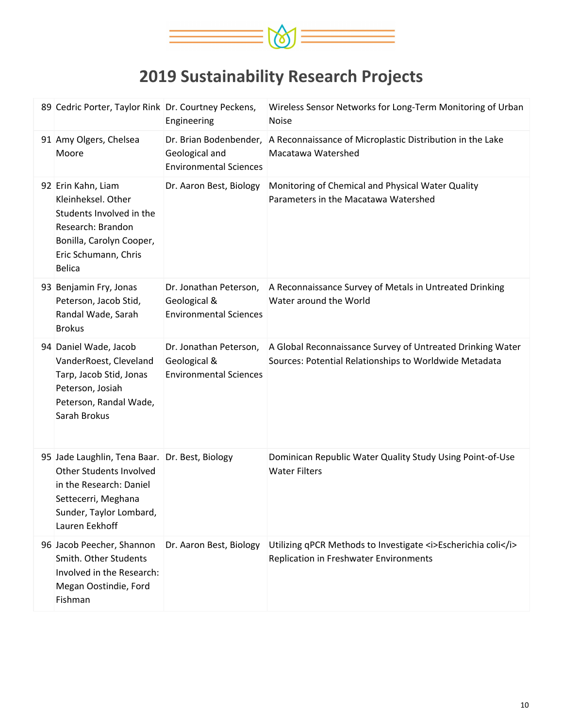# 2019 Sustainability Research Projects

| | | | |
|---|---|---|---|
| 89 | Cedric Porter, Taylor Rink | Dr. Courtney Peckens, Engineering | Wireless Sensor Networks for Long-Term Monitoring of Urban Noise |
| 91 | Amy Olgers, Chelsea Moore | Dr. Brian Bodenbender, Geological and Environmental Sciences | A Reconnaissance of Microplastic Distribution in the Lake Macatawa Watershed |
| 92 | Erin Kahn, Liam Kleinheksel. Other Students Involved in the Research: Brandon Bonilla, Carolyn Cooper, Eric Schumann, Chris Belica | Dr. Aaron Best, Biology | Monitoring of Chemical and Physical Water Quality Parameters in the Macatawa Watershed |
| 93 | Benjamin Fry, Jonas Peterson, Jacob Stid, Randal Wade, Sarah Brokus | Dr. Jonathan Peterson, Geological & Environmental Sciences | A Reconnaissance Survey of Metals in Untreated Drinking Water around the World |
| 94 | Daniel Wade, Jacob VanderRoest, Cleveland Tarp, Jacob Stid, Jonas Peterson, Josiah Peterson, Randal Wade, Sarah Brokus | Dr. Jonathan Peterson, Geological & Environmental Sciences | A Global Reconnaissance Survey of Untreated Drinking Water Sources: Potential Relationships to Worldwide Metadata |
| 95 | Jade Laughlin, Tena Baar. Other Students Involved in the Research: Daniel Settecerri, Meghana Sunder, Taylor Lombard, Lauren Eekhoff | Dr. Best, Biology | Dominican Republic Water Quality Study Using Point-of-Use Water Filters |
| 96 | Jacob Peecher, Shannon Smith. Other Students Involved in the Research: Megan Oostindie, Ford Fishman | Dr. Aaron Best, Biology | Utilizing qPCR Methods to Investigate <i>Escherichia coli</i> Replication in Freshwater Environments |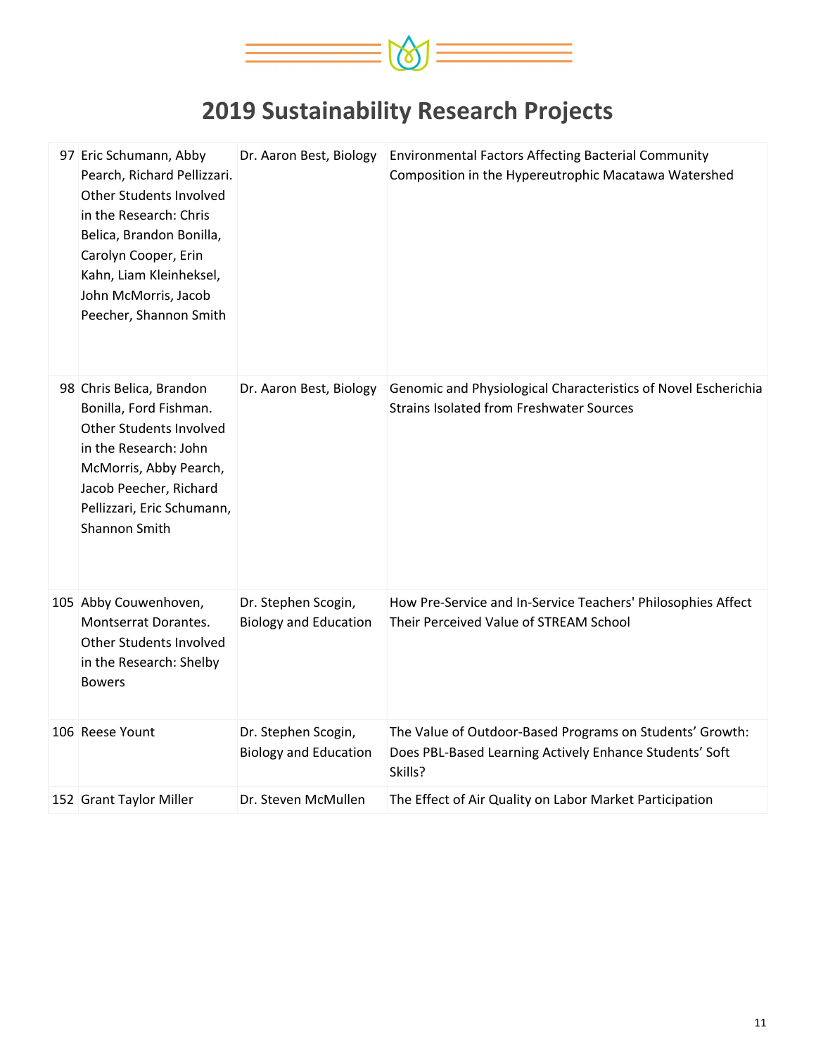# 2019 Sustainability Research Projects

| | | | |
|---|---|---|---|
| 97 | Eric Schumann, Abby Pearch, Richard Pellizzari. Other Students Involved in the Research: Chris Belica, Brandon Bonilla, Carolyn Cooper, Erin Kahn, Liam Kleinheksel, John McMorris, Jacob Peecher, Shannon Smith | Dr. Aaron Best, Biology | Environmental Factors Affecting Bacterial Community Composition in the Hypereutrophic Macatawa Watershed |
| 98 | Chris Belica, Brandon Bonilla, Ford Fishman. Other Students Involved in the Research: John McMorris, Abby Pearch, Jacob Peecher, Richard Pellizzari, Eric Schumann, Shannon Smith | Dr. Aaron Best, Biology | Genomic and Physiological Characteristics of Novel Escherichia Strains Isolated from Freshwater Sources |
| 105 | Abby Couwenhoven, Montserrat Dorantes. Other Students Involved in the Research: Shelby Bowers | Dr. Stephen Scogin, Biology and Education | How Pre-Service and In-Service Teachers' Philosophies Affect Their Perceived Value of STREAM School |
| 106 | Reese Yount | Dr. Stephen Scogin, Biology and Education | The Value of Outdoor-Based Programs on Students' Growth: Does PBL-Based Learning Actively Enhance Students' Soft Skills? |
| 152 | Grant Taylor Miller | Dr. Steven McMullen | The Effect of Air Quality on Labor Market Participation |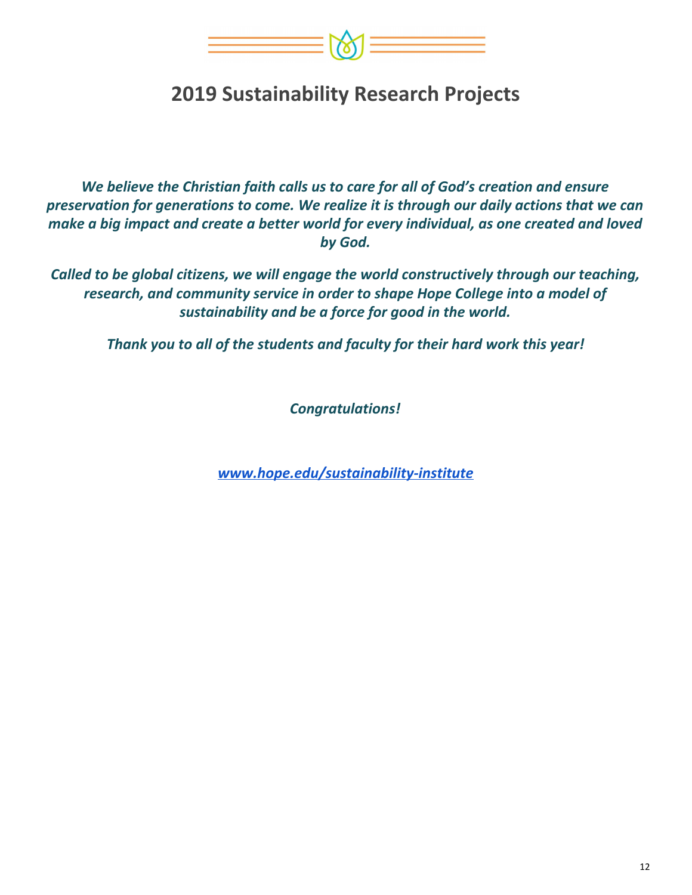# 2019 Sustainability Research Projects

***We believe the Christian faith calls us to care for all of God's creation and ensure preservation for generations to come. We realize it is through our daily actions that we can make a big impact and create a better world for every individual, as one created and loved by God.***

***Called to be global citizens, we will engage the world constructively through our teaching, research, and community service in order to shape Hope College into a model of sustainability and be a force for good in the world.***

***Thank you to all of the students and faculty for their hard work this year!***

***Congratulations!***

***www.hope.edu/sustainability-institute***